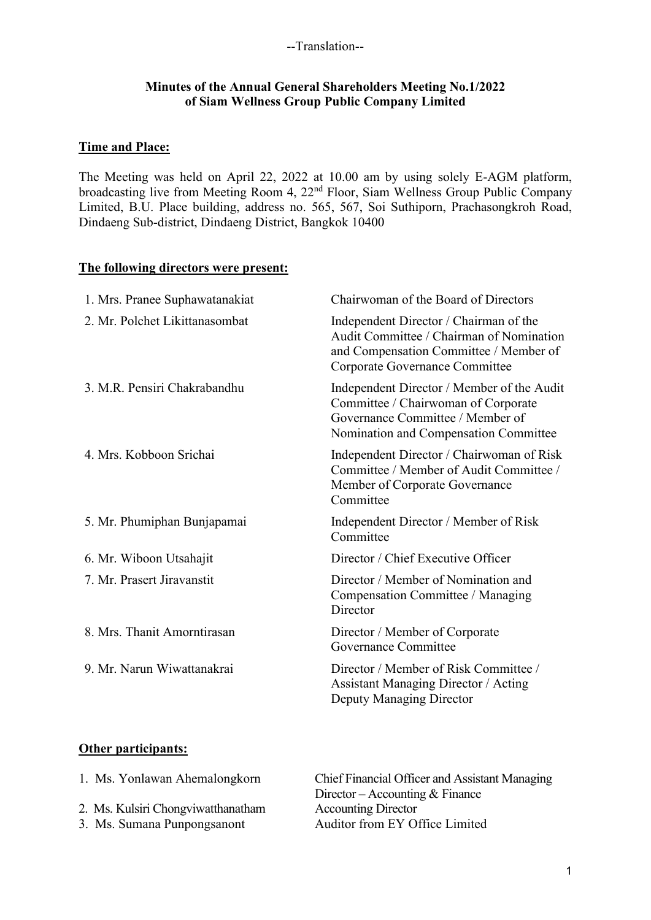--Translation--

**Minutes of the Annual General Shareholders Meeting No.1/2022**
**of Siam Wellness Group Public Company Limited**

**Time and Place:**

The Meeting was held on April 22, 2022 at 10.00 am by using solely E-AGM platform, broadcasting live from Meeting Room 4, 22nd Floor, Siam Wellness Group Public Company Limited, B.U. Place building, address no. 565, 567, Soi Suthiporn, Prachasongkroh Road, Dindaeng Sub-district, Dindaeng District, Bangkok 10400

**The following directors were present:**

| | |
|---|---|
| 1. Mrs. Pranee Suphawatanakiat | Chairwoman of the Board of Directors |
| 2. Mr. Polchet Likittanasombat | Independent Director / Chairman of the Audit Committee / Chairman of Nomination and Compensation Committee / Member of Corporate Governance Committee |
| 3. M.R. Pensiri Chakrabandhu | Independent Director / Member of the Audit Committee / Chairwoman of Corporate Governance Committee / Member of Nomination and Compensation Committee |
| 4. Mrs. Kobboon Srichai | Independent Director / Chairwoman of Risk Committee / Member of Audit Committee / Member of Corporate Governance Committee |
| 5. Mr. Phumiphan Bunjapamai | Independent Director / Member of Risk Committee |
| 6. Mr. Wiboon Utsahajit | Director / Chief Executive Officer |
| 7. Mr. Prasert Jiravanstit | Director / Member of Nomination and Compensation Committee / Managing Director |
| 8. Mrs. Thanit Amorntirasan | Director / Member of Corporate Governance Committee |
| 9. Mr. Narun Wiwattanakrai | Director / Member of Risk Committee / Assistant Managing Director / Acting Deputy Managing Director |

**Other participants:**

| | |
|---|---|
| 1. Ms. Yonlawan Ahemalongkorn | Chief Financial Officer and Assistant Managing Director – Accounting & Finance |
| 2. Ms. Kulsiri Chongviwatthanatham | Accounting Director |
| 3. Ms. Sumana Punpongsanont | Auditor from EY Office Limited |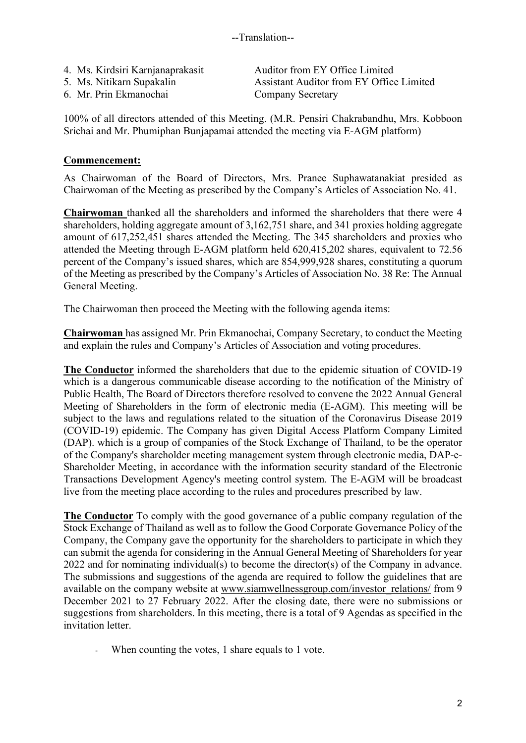--Translation--

4. Ms. Kirdsiri Karnjanaprakasit Auditor from EY Office Limited
5. Ms. Nitikarn Supakalin Assistant Auditor from EY Office Limited
6. Mr. Prin Ekmanochai Company Secretary

100% of all directors attended of this Meeting. (M.R. Pensiri Chakrabandhu, Mrs. Kobboon Srichai and Mr. Phumiphan Bunjapamai attended the meeting via E-AGM platform)

**Commencement:**

As Chairwoman of the Board of Directors, Mrs. Pranee Suphawatanakiat presided as Chairwoman of the Meeting as prescribed by the Company's Articles of Association No. 41.

**Chairwoman** thanked all the shareholders and informed the shareholders that there were 4 shareholders, holding aggregate amount of 3,162,751 share, and 341 proxies holding aggregate amount of 617,252,451 shares attended the Meeting. The 345 shareholders and proxies who attended the Meeting through E-AGM platform held 620,415,202 shares, equivalent to 72.56 percent of the Company's issued shares, which are 854,999,928 shares, constituting a quorum of the Meeting as prescribed by the Company's Articles of Association No. 38 Re: The Annual General Meeting.

The Chairwoman then proceed the Meeting with the following agenda items:

**Chairwoman** has assigned Mr. Prin Ekmanochai, Company Secretary, to conduct the Meeting and explain the rules and Company's Articles of Association and voting procedures.

**The Conductor** informed the shareholders that due to the epidemic situation of COVID-19 which is a dangerous communicable disease according to the notification of the Ministry of Public Health, The Board of Directors therefore resolved to convene the 2022 Annual General Meeting of Shareholders in the form of electronic media (E-AGM). This meeting will be subject to the laws and regulations related to the situation of the Coronavirus Disease 2019 (COVID-19) epidemic. The Company has given Digital Access Platform Company Limited (DAP). which is a group of companies of the Stock Exchange of Thailand, to be the operator of the Company's shareholder meeting management system through electronic media, DAP-e-Shareholder Meeting, in accordance with the information security standard of the Electronic Transactions Development Agency's meeting control system. The E-AGM will be broadcast live from the meeting place according to the rules and procedures prescribed by law.

**The Conductor** To comply with the good governance of a public company regulation of the Stock Exchange of Thailand as well as to follow the Good Corporate Governance Policy of the Company, the Company gave the opportunity for the shareholders to participate in which they can submit the agenda for considering in the Annual General Meeting of Shareholders for year 2022 and for nominating individual(s) to become the director(s) of the Company in advance. The submissions and suggestions of the agenda are required to follow the guidelines that are available on the company website at www.siamwellnessgroup.com/investor_relations/ from 9 December 2021 to 27 February 2022. After the closing date, there were no submissions or suggestions from shareholders. In this meeting, there is a total of 9 Agendas as specified in the invitation letter.

- When counting the votes, 1 share equals to 1 vote.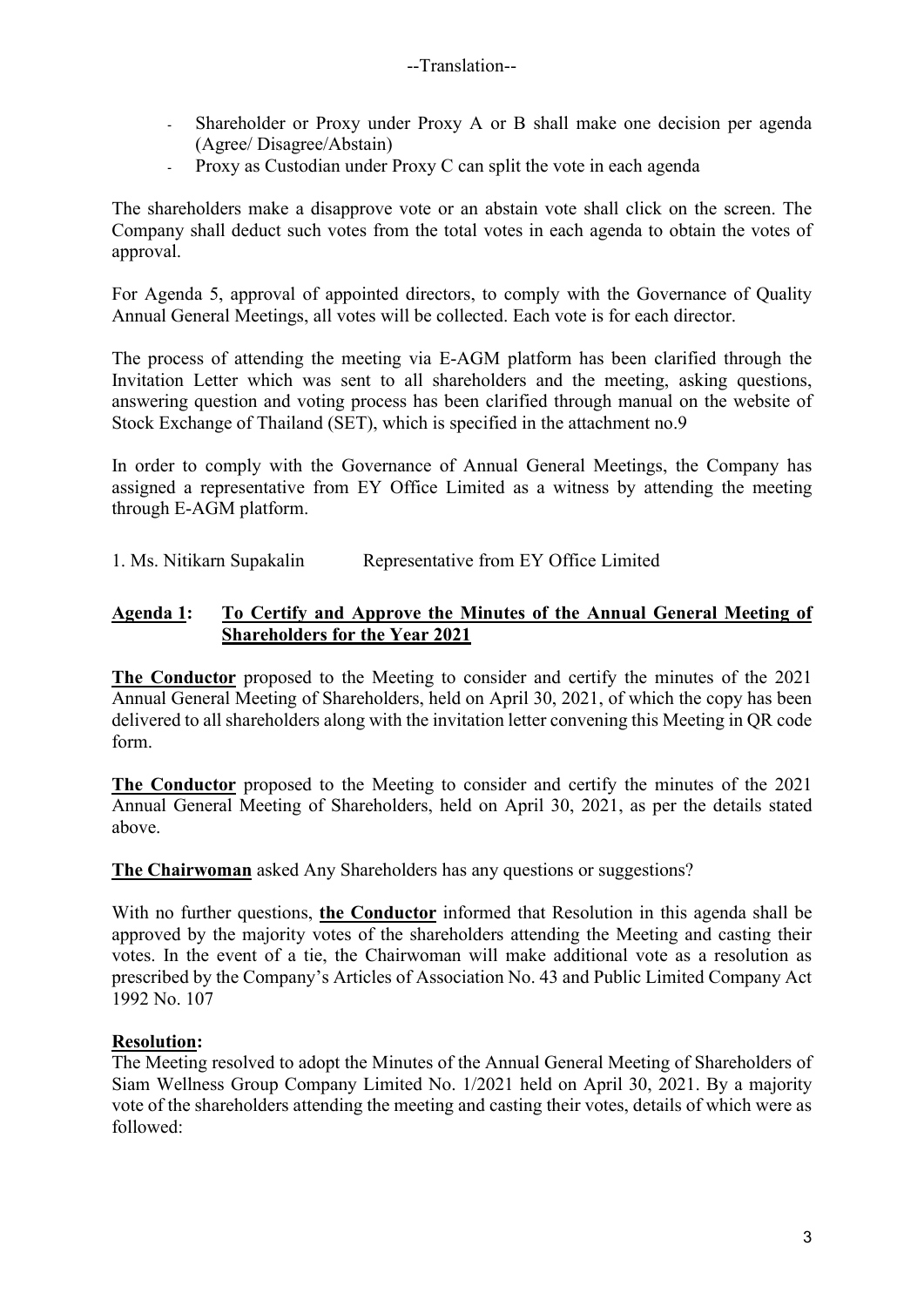--Translation--

- Shareholder or Proxy under Proxy A or B shall make one decision per agenda (Agree/ Disagree/Abstain)
- Proxy as Custodian under Proxy C can split the vote in each agenda

The shareholders make a disapprove vote or an abstain vote shall click on the screen. The Company shall deduct such votes from the total votes in each agenda to obtain the votes of approval.

For Agenda 5, approval of appointed directors, to comply with the Governance of Quality Annual General Meetings, all votes will be collected. Each vote is for each director.

The process of attending the meeting via E-AGM platform has been clarified through the Invitation Letter which was sent to all shareholders and the meeting, asking questions, answering question and voting process has been clarified through manual on the website of Stock Exchange of Thailand (SET), which is specified in the attachment no.9

In order to comply with the Governance of Annual General Meetings, the Company has assigned a representative from EY Office Limited as a witness by attending the meeting through E-AGM platform.

1. Ms. Nitikarn Supakalin Representative from EY Office Limited

**Agenda 1: To Certify and Approve the Minutes of the Annual General Meeting of Shareholders for the Year 2021**

**The Conductor** proposed to the Meeting to consider and certify the minutes of the 2021 Annual General Meeting of Shareholders, held on April 30, 2021, of which the copy has been delivered to all shareholders along with the invitation letter convening this Meeting in QR code form.

**The Conductor** proposed to the Meeting to consider and certify the minutes of the 2021 Annual General Meeting of Shareholders, held on April 30, 2021, as per the details stated above.

**The Chairwoman** asked Any Shareholders has any questions or suggestions?

With no further questions, **the Conductor** informed that Resolution in this agenda shall be approved by the majority votes of the shareholders attending the Meeting and casting their votes. In the event of a tie, the Chairwoman will make additional vote as a resolution as prescribed by the Company's Articles of Association No. 43 and Public Limited Company Act 1992 No. 107

**Resolution:**

The Meeting resolved to adopt the Minutes of the Annual General Meeting of Shareholders of Siam Wellness Group Company Limited No. 1/2021 held on April 30, 2021. By a majority vote of the shareholders attending the meeting and casting their votes, details of which were as followed: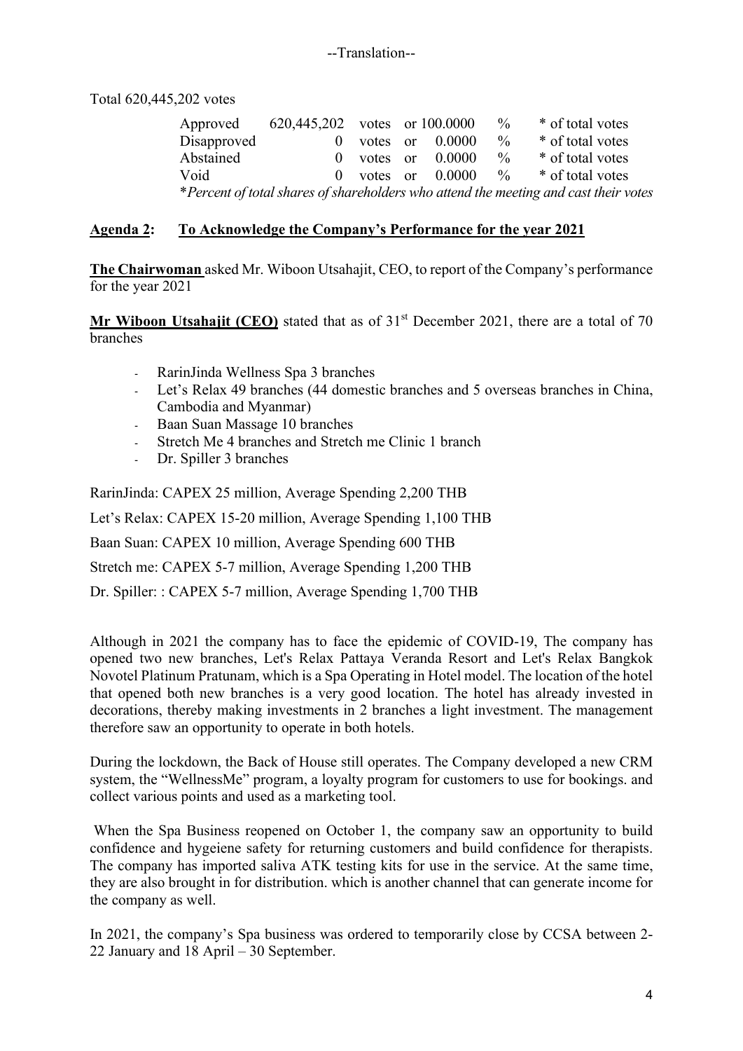--Translation--

Total 620,445,202 votes

| | | | |
|---|---|---|---|
| Approved | 620,445,202 votes or 100.0000 | % | * of total votes |
| Disapproved | 0 votes or 0.0000 | % | * of total votes |
| Abstained | 0 votes or 0.0000 | % | * of total votes |
| Void | 0 votes or 0.0000 | % | * of total votes |

**Percent of total shares of shareholders who attend the meeting and cast their votes*

**Agenda 2: To Acknowledge the Company's Performance for the year 2021**

**The Chairwoman** asked Mr. Wiboon Utsahajit, CEO, to report of the Company's performance for the year 2021

**Mr Wiboon Utsahajit (CEO)** stated that as of 31st December 2021, there are a total of 70 branches

- RarinJinda Wellness Spa 3 branches
- Let's Relax 49 branches (44 domestic branches and 5 overseas branches in China, Cambodia and Myanmar)
- Baan Suan Massage 10 branches
- Stretch Me 4 branches and Stretch me Clinic 1 branch
- Dr. Spiller 3 branches

RarinJinda: CAPEX 25 million, Average Spending 2,200 THB

Let's Relax: CAPEX 15-20 million, Average Spending 1,100 THB

Baan Suan: CAPEX 10 million, Average Spending 600 THB

Stretch me: CAPEX 5-7 million, Average Spending 1,200 THB

Dr. Spiller: : CAPEX 5-7 million, Average Spending 1,700 THB

Although in 2021 the company has to face the epidemic of COVID-19, The company has opened two new branches, Let's Relax Pattaya Veranda Resort and Let's Relax Bangkok Novotel Platinum Pratunam, which is a Spa Operating in Hotel model. The location of the hotel that opened both new branches is a very good location. The hotel has already invested in decorations, thereby making investments in 2 branches a light investment. The management therefore saw an opportunity to operate in both hotels.

During the lockdown, the Back of House still operates. The Company developed a new CRM system, the "WellnessMe" program, a loyalty program for customers to use for bookings. and collect various points and used as a marketing tool.

When the Spa Business reopened on October 1, the company saw an opportunity to build confidence and hygeiene safety for returning customers and build confidence for therapists. The company has imported saliva ATK testing kits for use in the service. At the same time, they are also brought in for distribution. which is another channel that can generate income for the company as well.

In 2021, the company's Spa business was ordered to temporarily close by CCSA between 2-22 January and 18 April – 30 September.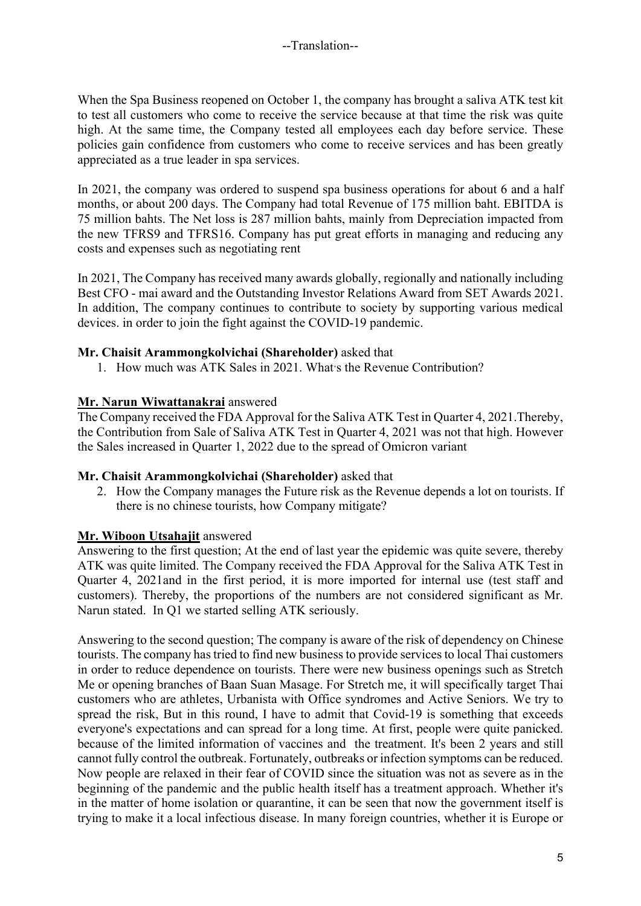--Translation--

When the Spa Business reopened on October 1, the company has brought a saliva ATK test kit to test all customers who come to receive the service because at that time the risk was quite high. At the same time, the Company tested all employees each day before service. These policies gain confidence from customers who come to receive services and has been greatly appreciated as a true leader in spa services.

In 2021, the company was ordered to suspend spa business operations for about 6 and a half months, or about 200 days. The Company had total Revenue of 175 million baht. EBITDA is 75 million bahts. The Net loss is 287 million bahts, mainly from Depreciation impacted from the new TFRS9 and TFRS16. Company has put great efforts in managing and reducing any costs and expenses such as negotiating rent

In 2021, The Company has received many awards globally, regionally and nationally including Best CFO - mai award and the Outstanding Investor Relations Award from SET Awards 2021. In addition, The company continues to contribute to society by supporting various medical devices. in order to join the fight against the COVID-19 pandemic.

**Mr. Chaisit Arammongkolvichai (Shareholder)** asked that

1. How much was ATK Sales in 2021. What's the Revenue Contribution?

**Mr. Narun Wiwattanakrai** answered

The Company received the FDA Approval for the Saliva ATK Test in Quarter 4, 2021.Thereby, the Contribution from Sale of Saliva ATK Test in Quarter 4, 2021 was not that high. However the Sales increased in Quarter 1, 2022 due to the spread of Omicron variant

**Mr. Chaisit Arammongkolvichai (Shareholder)** asked that

2. How the Company manages the Future risk as the Revenue depends a lot on tourists. If there is no chinese tourists, how Company mitigate?

**Mr. Wiboon Utsahajit** answered

Answering to the first question; At the end of last year the epidemic was quite severe, thereby ATK was quite limited. The Company received the FDA Approval for the Saliva ATK Test in Quarter 4, 2021and in the first period, it is more imported for internal use (test staff and customers). Thereby, the proportions of the numbers are not considered significant as Mr. Narun stated. In Q1 we started selling ATK seriously.

Answering to the second question; The company is aware of the risk of dependency on Chinese tourists. The company has tried to find new business to provide services to local Thai customers in order to reduce dependence on tourists. There were new business openings such as Stretch Me or opening branches of Baan Suan Masage. For Stretch me, it will specifically target Thai customers who are athletes, Urbanista with Office syndromes and Active Seniors. We try to spread the risk, But in this round, I have to admit that Covid-19 is something that exceeds everyone's expectations and can spread for a long time. At first, people were quite panicked. because of the limited information of vaccines and the treatment. It's been 2 years and still cannot fully control the outbreak. Fortunately, outbreaks or infection symptoms can be reduced. Now people are relaxed in their fear of COVID since the situation was not as severe as in the beginning of the pandemic and the public health itself has a treatment approach. Whether it's in the matter of home isolation or quarantine, it can be seen that now the government itself is trying to make it a local infectious disease. In many foreign countries, whether it is Europe or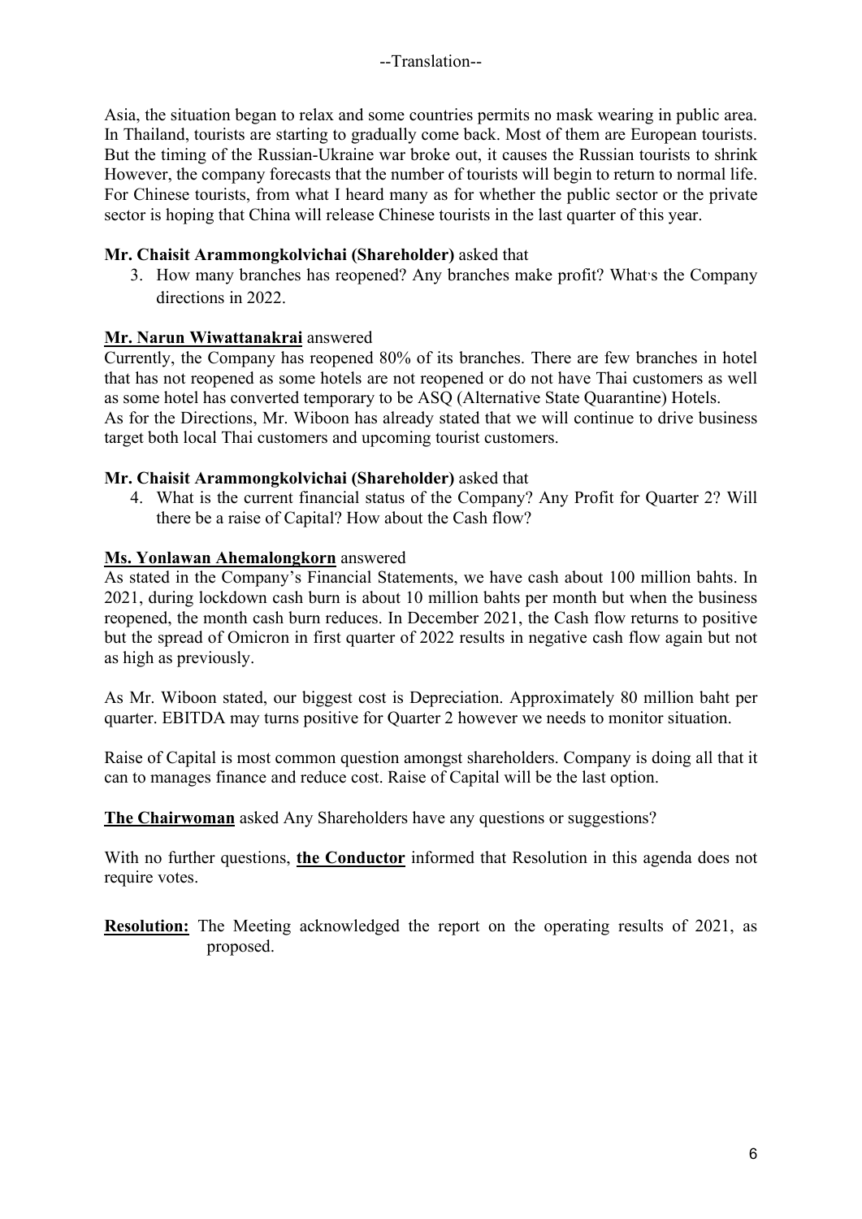--Translation--

Asia, the situation began to relax and some countries permits no mask wearing in public area. In Thailand, tourists are starting to gradually come back. Most of them are European tourists. But the timing of the Russian-Ukraine war broke out, it causes the Russian tourists to shrink However, the company forecasts that the number of tourists will begin to return to normal life. For Chinese tourists, from what I heard many as for whether the public sector or the private sector is hoping that China will release Chinese tourists in the last quarter of this year.

**Mr. Chaisit Arammongkolvichai (Shareholder)** asked that

3. How many branches has reopened? Any branches make profit? What's the Company directions in 2022.

**Mr. Narun Wiwattanakrai** answered

Currently, the Company has reopened 80% of its branches. There are few branches in hotel that has not reopened as some hotels are not reopened or do not have Thai customers as well as some hotel has converted temporary to be ASQ (Alternative State Quarantine) Hotels.
As for the Directions, Mr. Wiboon has already stated that we will continue to drive business target both local Thai customers and upcoming tourist customers.

**Mr. Chaisit Arammongkolvichai (Shareholder)** asked that

4. What is the current financial status of the Company? Any Profit for Quarter 2? Will there be a raise of Capital? How about the Cash flow?

**Ms. Yonlawan Ahemalongkorn** answered

As stated in the Company's Financial Statements, we have cash about 100 million bahts. In 2021, during lockdown cash burn is about 10 million bahts per month but when the business reopened, the month cash burn reduces. In December 2021, the Cash flow returns to positive but the spread of Omicron in first quarter of 2022 results in negative cash flow again but not as high as previously.

As Mr. Wiboon stated, our biggest cost is Depreciation. Approximately 80 million baht per quarter. EBITDA may turns positive for Quarter 2 however we needs to monitor situation.

Raise of Capital is most common question amongst shareholders. Company is doing all that it can to manages finance and reduce cost. Raise of Capital will be the last option.

**The Chairwoman** asked Any Shareholders have any questions or suggestions?

With no further questions, **the Conductor** informed that Resolution in this agenda does not require votes.

**Resolution:** The Meeting acknowledged the report on the operating results of 2021, as proposed.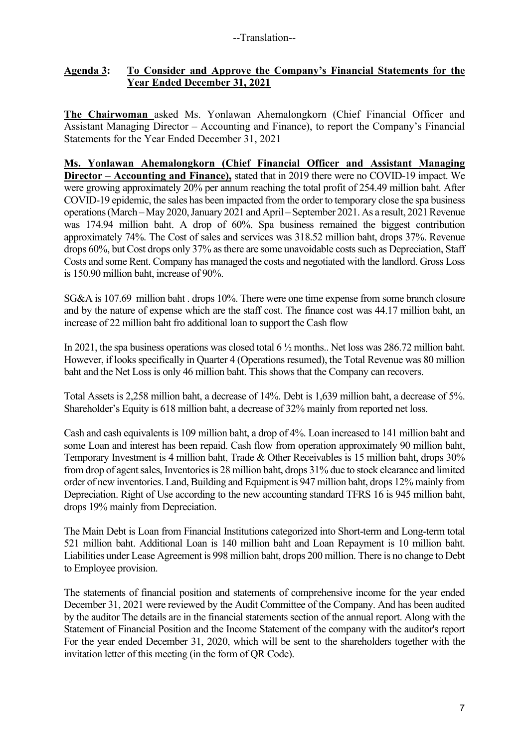--Translation--

**Agenda 3: To Consider and Approve the Company's Financial Statements for the Year Ended December 31, 2021**

**The Chairwoman** asked Ms. Yonlawan Ahemalongkorn (Chief Financial Officer and Assistant Managing Director – Accounting and Finance), to report the Company's Financial Statements for the Year Ended December 31, 2021

**Ms. Yonlawan Ahemalongkorn (Chief Financial Officer and Assistant Managing Director – Accounting and Finance),** stated that in 2019 there were no COVID-19 impact. We were growing approximately 20% per annum reaching the total profit of 254.49 million baht. After COVID-19 epidemic, the sales has been impacted from the order to temporary close the spa business operations (March – May 2020, January 2021 and April – September 2021. As a result, 2021 Revenue was 174.94 million baht. A drop of 60%. Spa business remained the biggest contribution approximately 74%. The Cost of sales and services was 318.52 million baht, drops 37%. Revenue drops 60%, but Cost drops only 37% as there are some unavoidable costs such as Depreciation, Staff Costs and some Rent. Company has managed the costs and negotiated with the landlord. Gross Loss is 150.90 million baht, increase of 90%.

SG&A is 107.69 million baht . drops 10%. There were one time expense from some branch closure and by the nature of expense which are the staff cost. The finance cost was 44.17 million baht, an increase of 22 million baht fro additional loan to support the Cash flow

In 2021, the spa business operations was closed total 6 ½ months.. Net loss was 286.72 million baht. However, if looks specifically in Quarter 4 (Operations resumed), the Total Revenue was 80 million baht and the Net Loss is only 46 million baht. This shows that the Company can recovers.

Total Assets is 2,258 million baht, a decrease of 14%. Debt is 1,639 million baht, a decrease of 5%. Shareholder's Equity is 618 million baht, a decrease of 32% mainly from reported net loss.

Cash and cash equivalents is 109 million baht, a drop of 4%. Loan increased to 141 million baht and some Loan and interest has been repaid. Cash flow from operation approximately 90 million baht, Temporary Investment is 4 million baht, Trade & Other Receivables is 15 million baht, drops 30% from drop of agent sales, Inventories is 28 million baht, drops 31% due to stock clearance and limited order of new inventories. Land, Building and Equipment is 947 million baht, drops 12% mainly from Depreciation. Right of Use according to the new accounting standard TFRS 16 is 945 million baht, drops 19% mainly from Depreciation.

The Main Debt is Loan from Financial Institutions categorized into Short-term and Long-term total 521 million baht. Additional Loan is 140 million baht and Loan Repayment is 10 million baht. Liabilities under Lease Agreement is 998 million baht, drops 200 million. There is no change to Debt to Employee provision.

The statements of financial position and statements of comprehensive income for the year ended December 31, 2021 were reviewed by the Audit Committee of the Company. And has been audited by the auditor The details are in the financial statements section of the annual report. Along with the Statement of Financial Position and the Income Statement of the company with the auditor's report For the year ended December 31, 2020, which will be sent to the shareholders together with the invitation letter of this meeting (in the form of QR Code).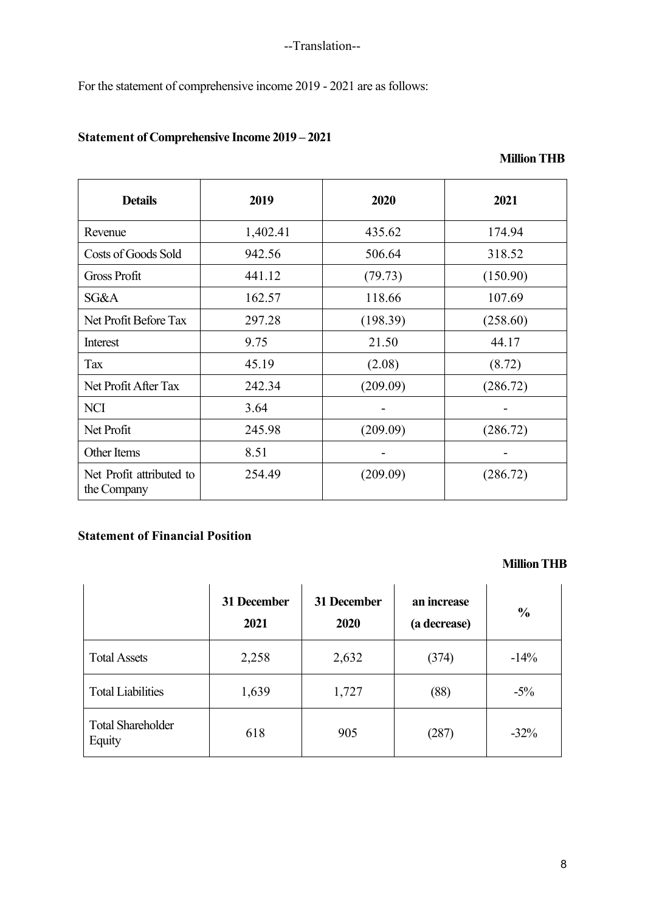--Translation--

For the statement of comprehensive income 2019 - 2021 are as follows:

**Statement of Comprehensive Income 2019 – 2021**

**Million THB**

| Details | 2019 | 2020 | 2021 |
|---|---|---|---|
| Revenue | 1,402.41 | 435.62 | 174.94 |
| Costs of Goods Sold | 942.56 | 506.64 | 318.52 |
| Gross Profit | 441.12 | (79.73) | (150.90) |
| SG&A | 162.57 | 118.66 | 107.69 |
| Net Profit Before Tax | 297.28 | (198.39) | (258.60) |
| Interest | 9.75 | 21.50 | 44.17 |
| Tax | 45.19 | (2.08) | (8.72) |
| Net Profit After Tax | 242.34 | (209.09) | (286.72) |
| NCI | 3.64 | - | - |
| Net Profit | 245.98 | (209.09) | (286.72) |
| Other Items | 8.51 | - | - |
| Net Profit attributed to the Company | 254.49 | (209.09) | (286.72) |

**Statement of Financial Position**

**Million THB**

| | 31 December 2021 | 31 December 2020 | an increase (a decrease) | % |
|---|---|---|---|---|
| Total Assets | 2,258 | 2,632 | (374) | -14% |
| Total Liabilities | 1,639 | 1,727 | (88) | -5% |
| Total Shareholder Equity | 618 | 905 | (287) | -32% |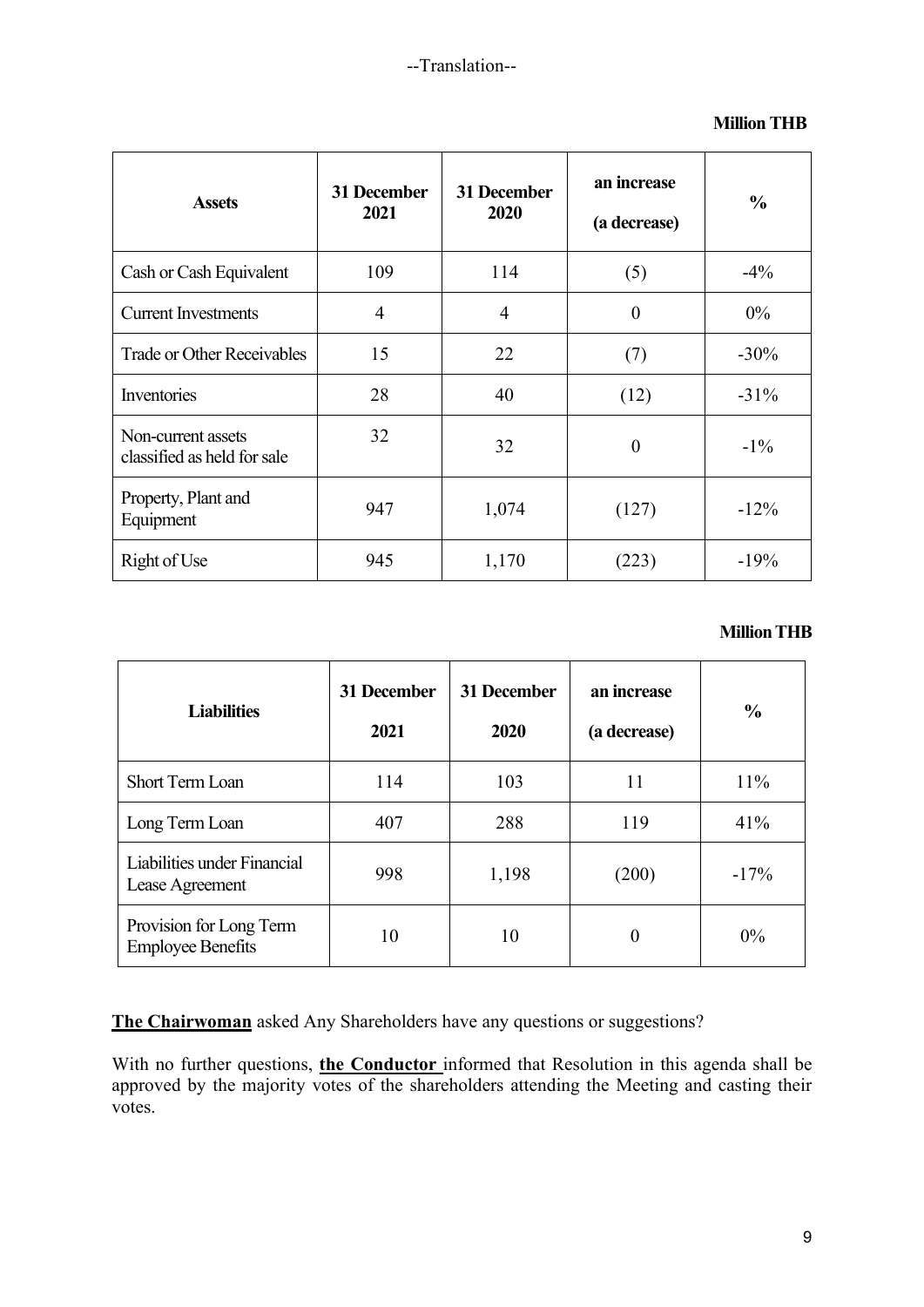--Translation--

**Million THB**

| **Assets** | **31 December 2021** | **31 December 2020** | **an increase (a decrease)** | **%** |
|---|---|---|---|---|
| Cash or Cash Equivalent | 109 | 114 | (5) | -4% |
| Current Investments | 4 | 4 | 0 | 0% |
| Trade or Other Receivables | 15 | 22 | (7) | -30% |
| Inventories | 28 | 40 | (12) | -31% |
| Non-current assets classified as held for sale | 32 | 32 | 0 | -1% |
| Property, Plant and Equipment | 947 | 1,074 | (127) | -12% |
| Right of Use | 945 | 1,170 | (223) | -19% |

**Million THB**

| **Liabilities** | **31 December 2021** | **31 December 2020** | **an increase (a decrease)** | **%** |
|---|---|---|---|---|
| Short Term Loan | 114 | 103 | 11 | 11% |
| Long Term Loan | 407 | 288 | 119 | 41% |
| Liabilities under Financial Lease Agreement | 998 | 1,198 | (200) | -17% |
| Provision for Long Term Employee Benefits | 10 | 10 | 0 | 0% |

**The Chairwoman** asked Any Shareholders have any questions or suggestions?

With no further questions, **the Conductor** informed that Resolution in this agenda shall be approved by the majority votes of the shareholders attending the Meeting and casting their votes.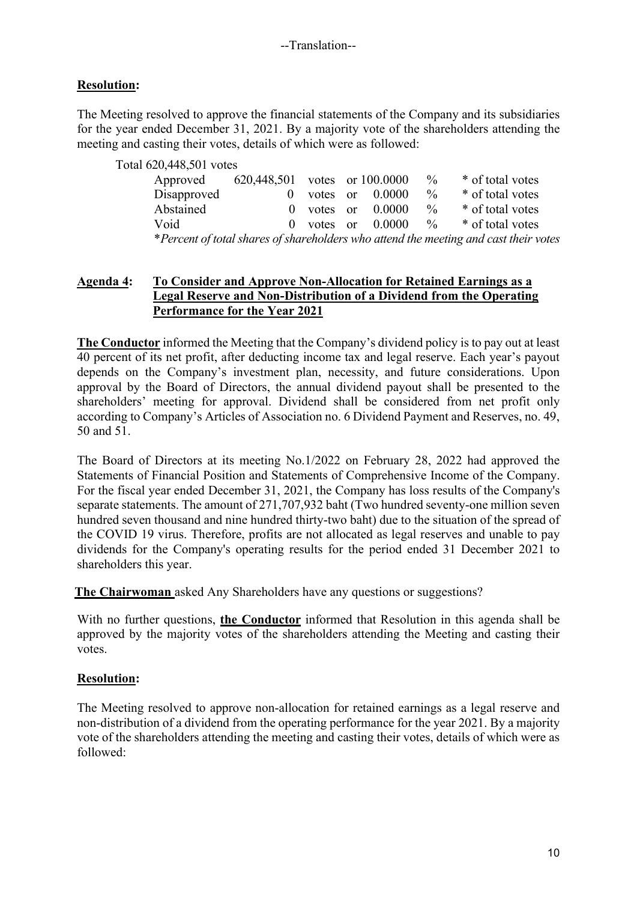--Translation--

**Resolution:**

The Meeting resolved to approve the financial statements of the Company and its subsidiaries for the year ended December 31, 2021. By a majority vote of the shareholders attending the meeting and casting their votes, details of which were as followed:

Total 620,448,501 votes

| | | | | |
|---|---|---|---|---|
| Approved | 620,448,501 votes | or 100.0000 | % | * of total votes |
| Disapproved | 0 votes | or 0.0000 | % | * of total votes |
| Abstained | 0 votes | or 0.0000 | % | * of total votes |
| Void | 0 votes | or 0.0000 | % | * of total votes |

**Percent of total shares of shareholders who attend the meeting and cast their votes*

**Agenda 4: To Consider and Approve Non-Allocation for Retained Earnings as a Legal Reserve and Non-Distribution of a Dividend from the Operating Performance for the Year 2021**

**The Conductor** informed the Meeting that the Company's dividend policy is to pay out at least 40 percent of its net profit, after deducting income tax and legal reserve. Each year's payout depends on the Company's investment plan, necessity, and future considerations. Upon approval by the Board of Directors, the annual dividend payout shall be presented to the shareholders' meeting for approval. Dividend shall be considered from net profit only according to Company's Articles of Association no. 6 Dividend Payment and Reserves, no. 49, 50 and 51.

The Board of Directors at its meeting No.1/2022 on February 28, 2022 had approved the Statements of Financial Position and Statements of Comprehensive Income of the Company. For the fiscal year ended December 31, 2021, the Company has loss results of the Company's separate statements. The amount of 271,707,932 baht (Two hundred seventy-one million seven hundred seven thousand and nine hundred thirty-two baht) due to the situation of the spread of the COVID 19 virus. Therefore, profits are not allocated as legal reserves and unable to pay dividends for the Company's operating results for the period ended 31 December 2021 to shareholders this year.

**The Chairwoman** asked Any Shareholders have any questions or suggestions?

With no further questions, **the Conductor** informed that Resolution in this agenda shall be approved by the majority votes of the shareholders attending the Meeting and casting their votes.

**Resolution:**

The Meeting resolved to approve non-allocation for retained earnings as a legal reserve and non-distribution of a dividend from the operating performance for the year 2021. By a majority vote of the shareholders attending the meeting and casting their votes, details of which were as followed: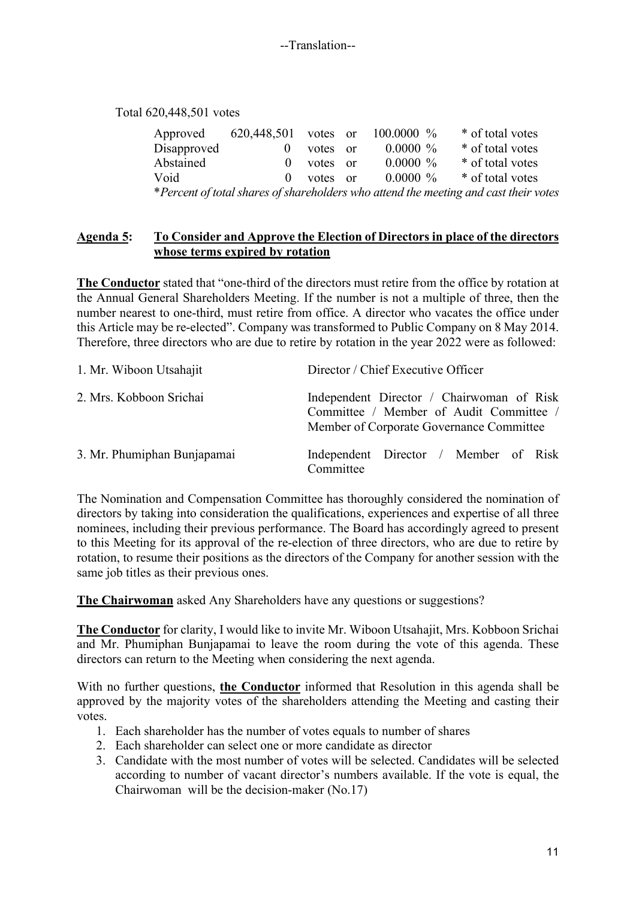--Translation--

Total 620,448,501 votes

| | | | | | |
|---|---|---|---|---|---|
| Approved | 620,448,501 | votes | or | 100.0000 % | * of total votes |
| Disapproved | 0 | votes | or | 0.0000 % | * of total votes |
| Abstained | 0 | votes | or | 0.0000 % | * of total votes |
| Void | 0 | votes | or | 0.0000 % | * of total votes |

**Percent of total shares of shareholders who attend the meeting and cast their votes* — rendered as: *Percent of total shares of shareholders who attend the meeting and cast their votes*

**<u>Agenda 5</u>: <u>To Consider and Approve the Election of Directors in place of the directors whose terms expired by rotation</u>**

**<u>The Conductor</u>** stated that "one-third of the directors must retire from the office by rotation at the Annual General Shareholders Meeting. If the number is not a multiple of three, then the number nearest to one-third, must retire from office. A director who vacates the office under this Article may be re-elected". Company was transformed to Public Company on 8 May 2014. Therefore, three directors who are due to retire by rotation in the year 2022 were as followed:

| | |
|---|---|
| 1. Mr. Wiboon Utsahajit | Director / Chief Executive Officer |
| 2. Mrs. Kobboon Srichai | Independent Director / Chairwoman of Risk Committee / Member of Audit Committee / Member of Corporate Governance Committee |
| 3. Mr. Phumiphan Bunjapamai | Independent Director / Member of Risk Committee |

The Nomination and Compensation Committee has thoroughly considered the nomination of directors by taking into consideration the qualifications, experiences and expertise of all three nominees, including their previous performance. The Board has accordingly agreed to present to this Meeting for its approval of the re-election of three directors, who are due to retire by rotation, to resume their positions as the directors of the Company for another session with the same job titles as their previous ones.

**<u>The Chairwoman</u>** asked Any Shareholders have any questions or suggestions?

**<u>The Conductor</u>** for clarity, I would like to invite Mr. Wiboon Utsahajit, Mrs. Kobboon Srichai and Mr. Phumiphan Bunjapamai to leave the room during the vote of this agenda. These directors can return to the Meeting when considering the next agenda.

With no further questions, **<u>the Conductor</u>** informed that Resolution in this agenda shall be approved by the majority votes of the shareholders attending the Meeting and casting their votes.

1. Each shareholder has the number of votes equals to number of shares
2. Each shareholder can select one or more candidate as director
3. Candidate with the most number of votes will be selected. Candidates will be selected according to number of vacant director's numbers available. If the vote is equal, the Chairwoman will be the decision-maker (No.17)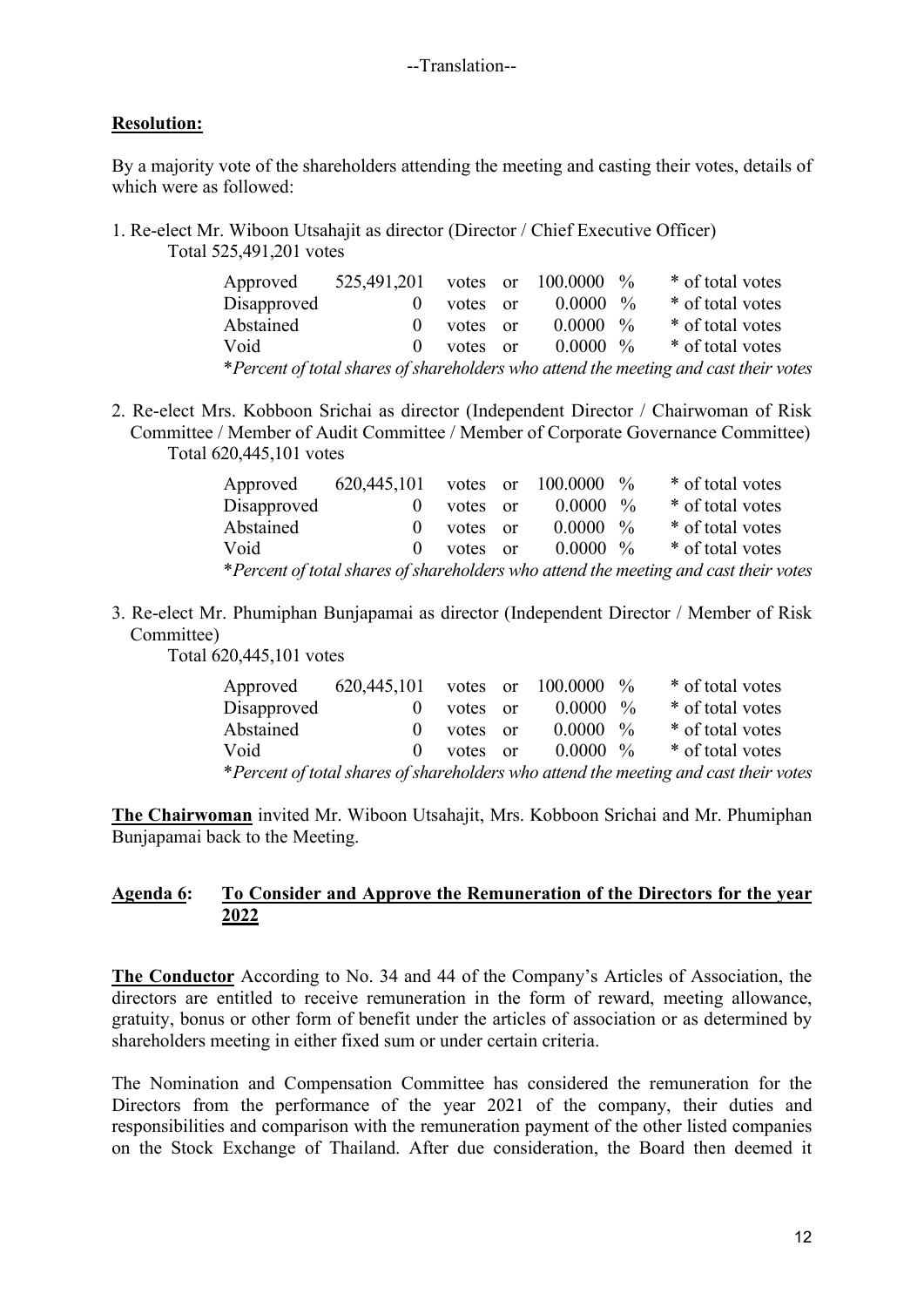--Translation--

**Resolution:**

By a majority vote of the shareholders attending the meeting and casting their votes, details of which were as followed:

1. Re-elect Mr. Wiboon Utsahajit as director (Director / Chief Executive Officer)
   Total 525,491,201 votes

| | | | | | | |
|---|---|---|---|---|---|---|
| Approved | 525,491,201 | votes | or | 100.0000 | % | * of total votes |
| Disapproved | 0 | votes | or | 0.0000 | % | * of total votes |
| Abstained | 0 | votes | or | 0.0000 | % | * of total votes |
| Void | 0 | votes | or | 0.0000 | % | * of total votes |

*\*Percent of total shares of shareholders who attend the meeting and cast their votes*

2. Re-elect Mrs. Kobboon Srichai as director (Independent Director / Chairwoman of Risk Committee / Member of Audit Committee / Member of Corporate Governance Committee)
   Total 620,445,101 votes

| | | | | | | |
|---|---|---|---|---|---|---|
| Approved | 620,445,101 | votes | or | 100.0000 | % | * of total votes |
| Disapproved | 0 | votes | or | 0.0000 | % | * of total votes |
| Abstained | 0 | votes | or | 0.0000 | % | * of total votes |
| Void | 0 | votes | or | 0.0000 | % | * of total votes |

*\*Percent of total shares of shareholders who attend the meeting and cast their votes*

3. Re-elect Mr. Phumiphan Bunjapamai as director (Independent Director / Member of Risk Committee)
   Total 620,445,101 votes

| | | | | | | |
|---|---|---|---|---|---|---|
| Approved | 620,445,101 | votes | or | 100.0000 | % | * of total votes |
| Disapproved | 0 | votes | or | 0.0000 | % | * of total votes |
| Abstained | 0 | votes | or | 0.0000 | % | * of total votes |
| Void | 0 | votes | or | 0.0000 | % | * of total votes |

*\*Percent of total shares of shareholders who attend the meeting and cast their votes*

**The Chairwoman** invited Mr. Wiboon Utsahajit, Mrs. Kobboon Srichai and Mr. Phumiphan Bunjapamai back to the Meeting.

## Agenda 6: To Consider and Approve the Remuneration of the Directors for the year 2022

**The Conductor** According to No. 34 and 44 of the Company's Articles of Association, the directors are entitled to receive remuneration in the form of reward, meeting allowance, gratuity, bonus or other form of benefit under the articles of association or as determined by shareholders meeting in either fixed sum or under certain criteria.

The Nomination and Compensation Committee has considered the remuneration for the Directors from the performance of the year 2021 of the company, their duties and responsibilities and comparison with the remuneration payment of the other listed companies on the Stock Exchange of Thailand. After due consideration, the Board then deemed it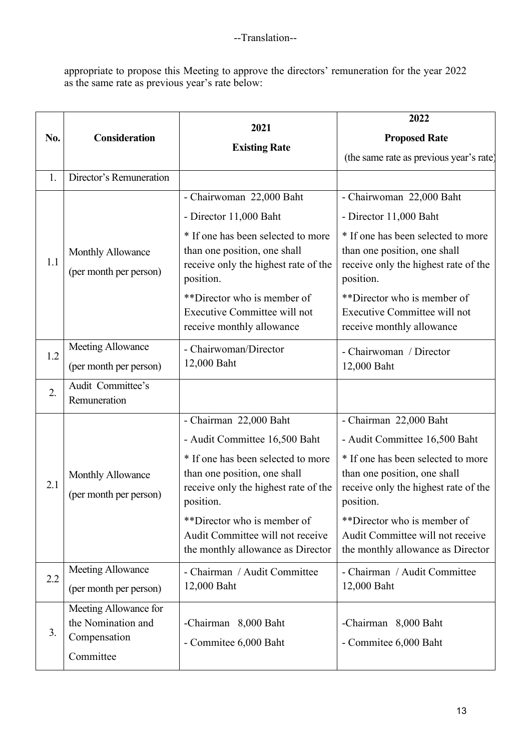--Translation--

appropriate to propose this Meeting to approve the directors' remuneration for the year 2022 as the same rate as previous year's rate below:

| No. | Consideration | 2021<br>Existing Rate | 2022<br>Proposed Rate<br>(the same rate as previous year's rate) |
|---|---|---|---|
| 1. | Director's Remuneration | | |
| 1.1 | Monthly Allowance (per month per person) | - Chairwoman 22,000 Baht<br>- Director 11,000 Baht<br>* If one has been selected to more than one position, one shall receive only the highest rate of the position.<br>**Director who is member of Executive Committee will not receive monthly allowance | - Chairwoman 22,000 Baht<br>- Director 11,000 Baht<br>* If one has been selected to more than one position, one shall receive only the highest rate of the position.<br>**Director who is member of Executive Committee will not receive monthly allowance |
| 1.2 | Meeting Allowance (per month per person) | - Chairwoman/Director 12,000 Baht | - Chairwoman / Director 12,000 Baht |
| 2. | Audit Committee's Remuneration | | |
| 2.1 | Monthly Allowance (per month per person) | - Chairman 22,000 Baht<br>- Audit Committee 16,500 Baht<br>* If one has been selected to more than one position, one shall receive only the highest rate of the position.<br>**Director who is member of Audit Committee will not receive the monthly allowance as Director | - Chairman 22,000 Baht<br>- Audit Committee 16,500 Baht<br>* If one has been selected to more than one position, one shall receive only the highest rate of the position.<br>**Director who is member of Audit Committee will not receive the monthly allowance as Director |
| 2.2 | Meeting Allowance (per month per person) | - Chairman / Audit Committee 12,000 Baht | - Chairman / Audit Committee 12,000 Baht |
| 3. | Meeting Allowance for the Nomination and Compensation Committee | -Chairman 8,000 Baht<br>- Commitee 6,000 Baht | -Chairman 8,000 Baht<br>- Commitee 6,000 Baht |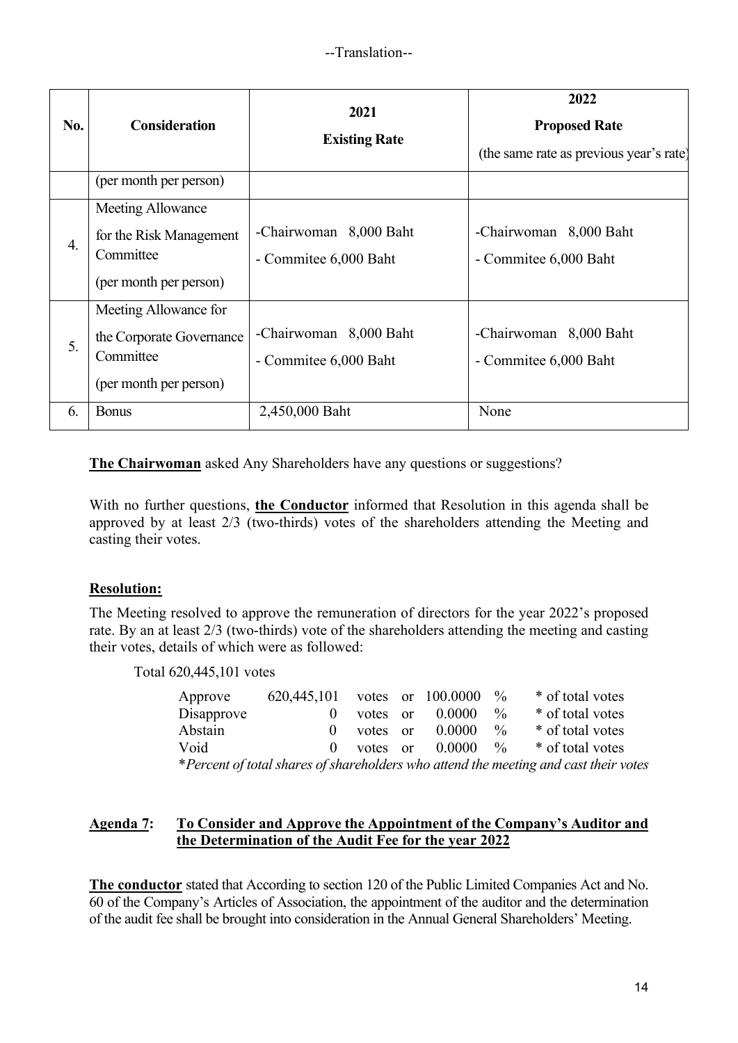--Translation--

| No. | Consideration | 2021<br>Existing Rate | 2022<br>Proposed Rate<br>(the same rate as previous year's rate) |
|---|---|---|---|
| | (per month per person) | | |
| 4. | Meeting Allowance for the Risk Management Committee (per month per person) | -Chairwoman 8,000 Baht<br>- Commitee 6,000 Baht | -Chairwoman 8,000 Baht<br>- Commitee 6,000 Baht |
| 5. | Meeting Allowance for the Corporate Governance Committee (per month per person) | -Chairwoman 8,000 Baht<br>- Commitee 6,000 Baht | -Chairwoman 8,000 Baht<br>- Commitee 6,000 Baht |
| 6. | Bonus | 2,450,000 Baht | None |

**The Chairwoman** asked Any Shareholders have any questions or suggestions?

With no further questions, **the Conductor** informed that Resolution in this agenda shall be approved by at least 2/3 (two-thirds) votes of the shareholders attending the Meeting and casting their votes.

**Resolution:**

The Meeting resolved to approve the remuneration of directors for the year 2022's proposed rate. By an at least 2/3 (two-thirds) vote of the shareholders attending the meeting and casting their votes, details of which were as followed:

Total 620,445,101 votes

| | | | | | | |
|---|---|---|---|---|---|---|
| Approve | 620,445,101 | votes | or | 100.0000 | % | * of total votes |
| Disapprove | 0 | votes | or | 0.0000 | % | * of total votes |
| Abstain | 0 | votes | or | 0.0000 | % | * of total votes |
| Void | 0 | votes | or | 0.0000 | % | * of total votes |

*\*Percent of total shares of shareholders who attend the meeting and cast their votes*

**Agenda 7: To Consider and Approve the Appointment of the Company's Auditor and the Determination of the Audit Fee for the year 2022**

**The conductor** stated that According to section 120 of the Public Limited Companies Act and No. 60 of the Company's Articles of Association, the appointment of the auditor and the determination of the audit fee shall be brought into consideration in the Annual General Shareholders' Meeting.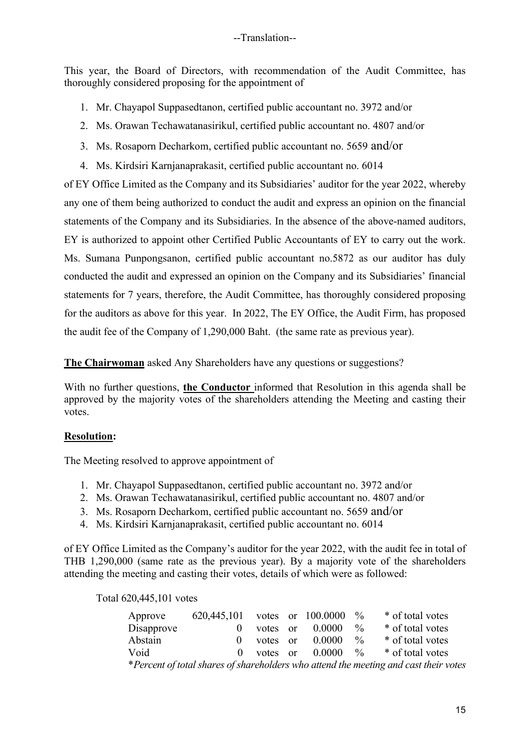--Translation--

This year, the Board of Directors, with recommendation of the Audit Committee, has thoroughly considered proposing for the appointment of

1. Mr. Chayapol Suppasedtanon, certified public accountant no. 3972 and/or
2. Ms. Orawan Techawatanasirikul, certified public accountant no. 4807 and/or
3. Ms. Rosaporn Decharkom, certified public accountant no. 5659 and/or
4. Ms. Kirdsiri Karnjanaprakasit, certified public accountant no. 6014

of EY Office Limited as the Company and its Subsidiaries' auditor for the year 2022, whereby any one of them being authorized to conduct the audit and express an opinion on the financial statements of the Company and its Subsidiaries. In the absence of the above-named auditors, EY is authorized to appoint other Certified Public Accountants of EY to carry out the work. Ms. Sumana Punpongsanon, certified public accountant no.5872 as our auditor has duly conducted the audit and expressed an opinion on the Company and its Subsidiaries' financial statements for 7 years, therefore, the Audit Committee, has thoroughly considered proposing for the auditors as above for this year. In 2022, The EY Office, the Audit Firm, has proposed the audit fee of the Company of 1,290,000 Baht. (the same rate as previous year).

**The Chairwoman** asked Any Shareholders have any questions or suggestions?

With no further questions, **the Conductor** informed that Resolution in this agenda shall be approved by the majority votes of the shareholders attending the Meeting and casting their votes.

**Resolution:**

The Meeting resolved to approve appointment of

1. Mr. Chayapol Suppasedtanon, certified public accountant no. 3972 and/or
2. Ms. Orawan Techawatanasirikul, certified public accountant no. 4807 and/or
3. Ms. Rosaporn Decharkom, certified public accountant no. 5659 and/or
4. Ms. Kirdsiri Karnjanaprakasit, certified public accountant no. 6014

of EY Office Limited as the Company's auditor for the year 2022, with the audit fee in total of THB 1,290,000 (same rate as the previous year). By a majority vote of the shareholders attending the meeting and casting their votes, details of which were as followed:

Total 620,445,101 votes

| | | | | | | |
|---|---|---|---|---|---|---|
| Approve | 620,445,101 | votes | or | 100.0000 | % | * of total votes |
| Disapprove | 0 | votes | or | 0.0000 | % | * of total votes |
| Abstain | 0 | votes | or | 0.0000 | % | * of total votes |
| Void | 0 | votes | or | 0.0000 | % | * of total votes |

**Percent of total shares of shareholders who attend the meeting and cast their votes*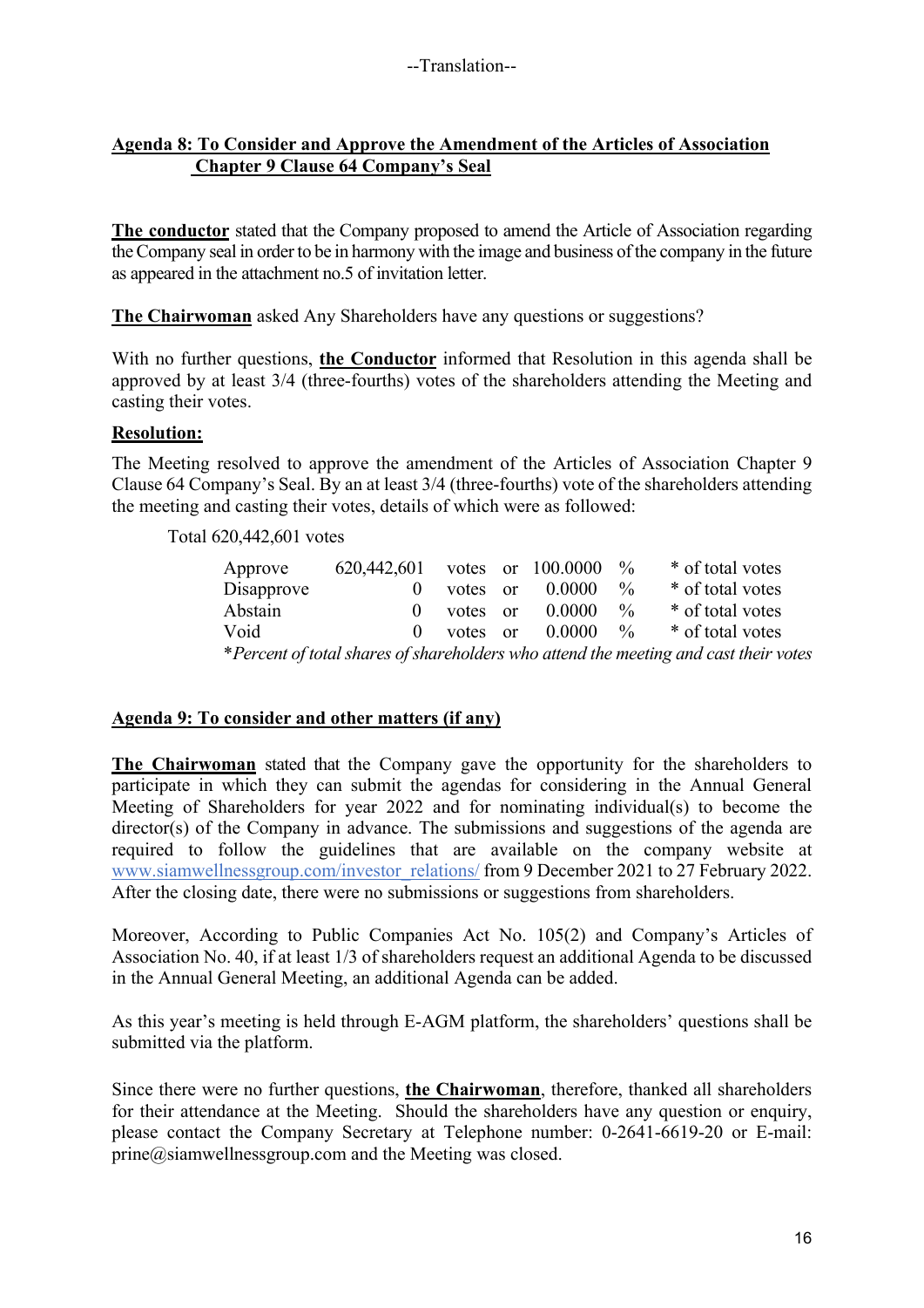--Translation--

**Agenda 8: To Consider and Approve the Amendment of the Articles of Association Chapter 9 Clause 64 Company's Seal**

**The conductor** stated that the Company proposed to amend the Article of Association regarding the Company seal in order to be in harmony with the image and business of the company in the future as appeared in the attachment no.5 of invitation letter.

**The Chairwoman** asked Any Shareholders have any questions or suggestions?

With no further questions, **the Conductor** informed that Resolution in this agenda shall be approved by at least 3/4 (three-fourths) votes of the shareholders attending the Meeting and casting their votes.

**Resolution:**

The Meeting resolved to approve the amendment of the Articles of Association Chapter 9 Clause 64 Company's Seal. By an at least 3/4 (three-fourths) vote of the shareholders attending the meeting and casting their votes, details of which were as followed:

Total 620,442,601 votes

| | | | | | | |
|---|---|---|---|---|---|---|
| Approve | 620,442,601 | votes | or | 100.0000 | % | * of total votes |
| Disapprove | 0 | votes | or | 0.0000 | % | * of total votes |
| Abstain | 0 | votes | or | 0.0000 | % | * of total votes |
| Void | 0 | votes | or | 0.0000 | % | * of total votes |

*\*Percent of total shares of shareholders who attend the meeting and cast their votes*

**Agenda 9: To consider and other matters (if any)**

**The Chairwoman** stated that the Company gave the opportunity for the shareholders to participate in which they can submit the agendas for considering in the Annual General Meeting of Shareholders for year 2022 and for nominating individual(s) to become the director(s) of the Company in advance. The submissions and suggestions of the agenda are required to follow the guidelines that are available on the company website at www.siamwellnessgroup.com/investor_relations/ from 9 December 2021 to 27 February 2022. After the closing date, there were no submissions or suggestions from shareholders.

Moreover, According to Public Companies Act No. 105(2) and Company's Articles of Association No. 40, if at least 1/3 of shareholders request an additional Agenda to be discussed in the Annual General Meeting, an additional Agenda can be added.

As this year's meeting is held through E-AGM platform, the shareholders' questions shall be submitted via the platform.

Since there were no further questions, **the Chairwoman**, therefore, thanked all shareholders for their attendance at the Meeting. Should the shareholders have any question or enquiry, please contact the Company Secretary at Telephone number: 0-2641-6619-20 or E-mail: prine@siamwellnessgroup.com and the Meeting was closed.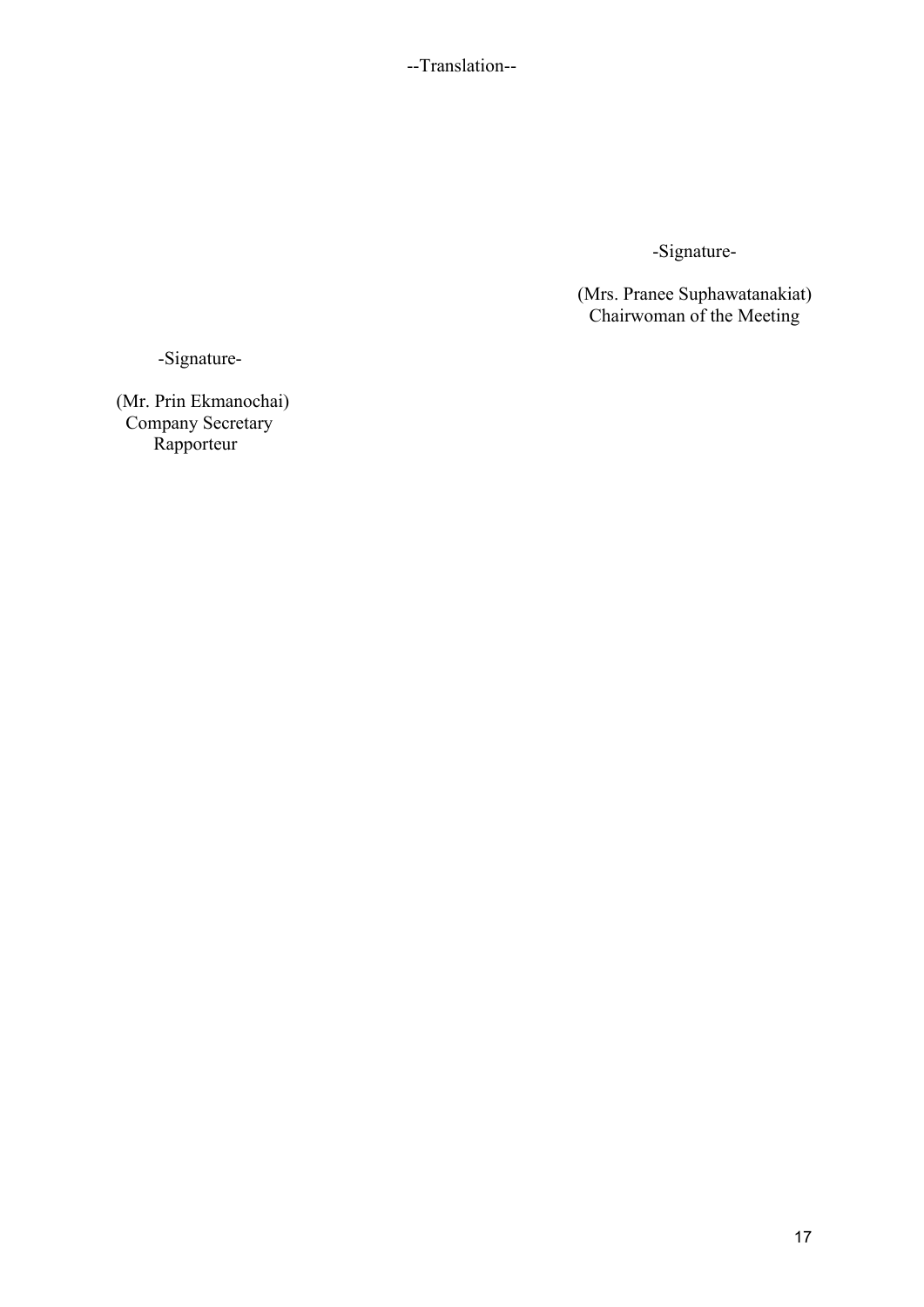--Translation--

-Signature-

(Mrs. Pranee Suphawatanakiat)
Chairwoman of the Meeting

-Signature-

(Mr. Prin Ekmanochai)
Company Secretary
Rapporteur